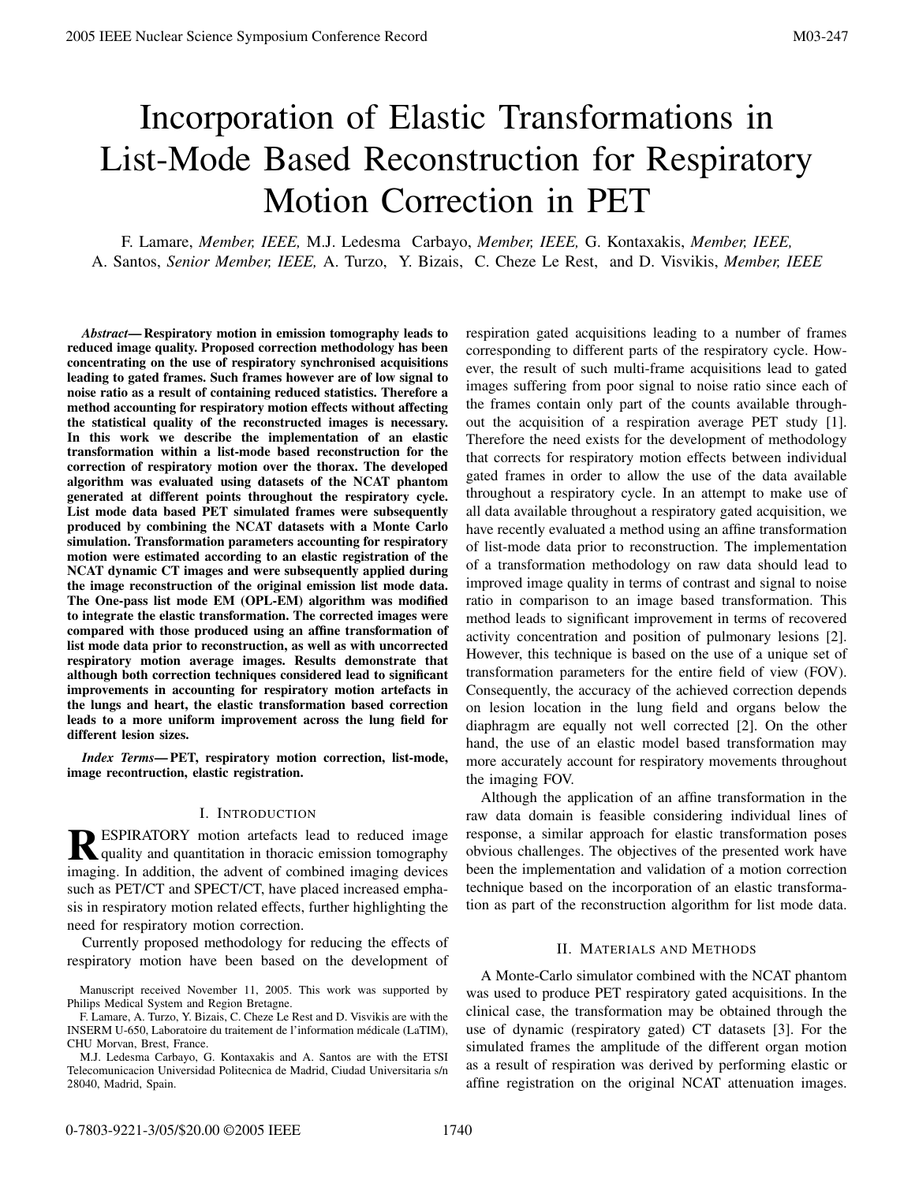# Incorporation of Elastic Transformations in List-Mode Based Reconstruction for Respiratory Motion Correction in PET

F. Lamare, *Member, IEEE,* M.J. Ledesma Carbayo, *Member, IEEE,* G. Kontaxakis, *Member, IEEE,* A. Santos, *Senior Member, IEEE,* A. Turzo, Y. Bizais, C. Cheze Le Rest, and D. Visvikis, *Member, IEEE*

***Abstract*— Respiratory motion in emission tomography leads to reduced image quality. Proposed correction methodology has been concentrating on the use of respiratory synchronised acquisitions leading to gated frames. Such frames however are of low signal to noise ratio as a result of containing reduced statistics. Therefore a method accounting for respiratory motion effects without affecting the statistical quality of the reconstructed images is necessary. In this work we describe the implementation of an elastic transformation within a list-mode based reconstruction for the correction of respiratory motion over the thorax. The developed algorithm was evaluated using datasets of the NCAT phantom generated at different points throughout the respiratory cycle. List mode data based PET simulated frames were subsequently produced by combining the NCAT datasets with a Monte Carlo simulation. Transformation parameters accounting for respiratory motion were estimated according to an elastic registration of the NCAT dynamic CT images and were subsequently applied during the image reconstruction of the original emission list mode data. The One-pass list mode EM (OPL-EM) algorithm was modified to integrate the elastic transformation. The corrected images were compared with those produced using an affine transformation of list mode data prior to reconstruction, as well as with uncorrected respiratory motion average images. Results demonstrate that although both correction techniques considered lead to significant improvements in accounting for respiratory motion artefacts in the lungs and heart, the elastic transformation based correction leads to a more uniform improvement across the lung field for different lesion sizes.**

***Index Terms*— PET, respiratory motion correction, list-mode, image recontruction, elastic registration.**

## I. Introduction

Respiratory motion artefacts lead to reduced image quality and quantitation in thoracic emission tomography imaging. In addition, the advent of combined imaging devices such as PET/CT and SPECT/CT, have placed increased emphasis in respiratory motion related effects, further highlighting the need for respiratory motion correction.

Currently proposed methodology for reducing the effects of respiratory motion have been based on the development of respiration gated acquisitions leading to a number of frames corresponding to different parts of the respiratory cycle. However, the result of such multi-frame acquisitions lead to gated images suffering from poor signal to noise ratio since each of the frames contain only part of the counts available throughout the acquisition of a respiration average PET study [1]. Therefore the need exists for the development of methodology that corrects for respiratory motion effects between individual gated frames in order to allow the use of the data available throughout a respiratory cycle. In an attempt to make use of all data available throughout a respiratory gated acquisition, we have recently evaluated a method using an affine transformation of list-mode data prior to reconstruction. The implementation of a transformation methodology on raw data should lead to improved image quality in terms of contrast and signal to noise ratio in comparison to an image based transformation. This method leads to significant improvement in terms of recovered activity concentration and position of pulmonary lesions [2]. However, this technique is based on the use of a unique set of transformation parameters for the entire field of view (FOV). Consequently, the accuracy of the achieved correction depends on lesion location in the lung field and organs below the diaphragm are equally not well corrected [2]. On the other hand, the use of an elastic model based transformation may more accurately account for respiratory movements throughout the imaging FOV.

Although the application of an affine transformation in the raw data domain is feasible considering individual lines of response, a similar approach for elastic transformation poses obvious challenges. The objectives of the presented work have been the implementation and validation of a motion correction technique based on the incorporation of an elastic transformation as part of the reconstruction algorithm for list mode data.

## II. Materials and Methods

A Monte-Carlo simulator combined with the NCAT phantom was used to produce PET respiratory gated acquisitions. In the clinical case, the transformation may be obtained through the use of dynamic (respiratory gated) CT datasets [3]. For the simulated frames the amplitude of the different organ motion as a result of respiration was derived by performing elastic or affine registration on the original NCAT attenuation images.

Manuscript received November 11, 2005. This work was supported by Philips Medical System and Region Bretagne.

F. Lamare, A. Turzo, Y. Bizais, C. Cheze Le Rest and D. Visvikis are with the INSERM U-650, Laboratoire du traitement de l'information médicale (LaTIM), CHU Morvan, Brest, France.

M.J. Ledesma Carbayo, G. Kontaxakis and A. Santos are with the ETSI Telecomunicacion Universidad Politecnica de Madrid, Ciudad Universitaria s/n 28040, Madrid, Spain.

0-7803-9221-3/05/$20.00 ©2005 IEEE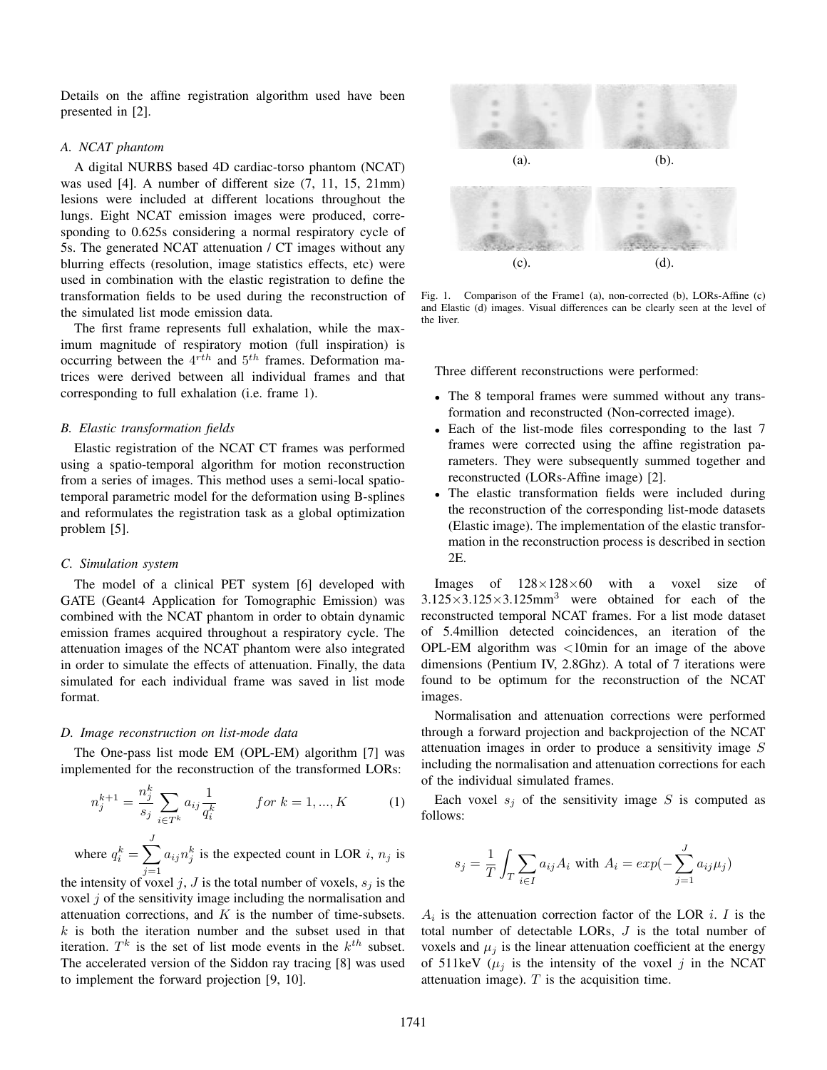Details on the affine registration algorithm used have been presented in [2].

### A. NCAT phantom

A digital NURBS based 4D cardiac-torso phantom (NCAT) was used [4]. A number of different size (7, 11, 15, 21mm) lesions were included at different locations throughout the lungs. Eight NCAT emission images were produced, corresponding to 0.625s considering a normal respiratory cycle of 5s. The generated NCAT attenuation / CT images without any blurring effects (resolution, image statistics effects, etc) were used in combination with the elastic registration to define the transformation fields to be used during the reconstruction of the simulated list mode emission data.

The first frame represents full exhalation, while the maximum magnitude of respiratory motion (full inspiration) is occurring between the $4^{rth}$ and $5^{th}$ frames. Deformation matrices were derived between all individual frames and that corresponding to full exhalation (i.e. frame 1).

### B. Elastic transformation fields

Elastic registration of the NCAT CT frames was performed using a spatio-temporal algorithm for motion reconstruction from a series of images. This method uses a semi-local spatio-temporal parametric model for the deformation using B-splines and reformulates the registration task as a global optimization problem [5].

### C. Simulation system

The model of a clinical PET system [6] developed with GATE (Geant4 Application for Tomographic Emission) was combined with the NCAT phantom in order to obtain dynamic emission frames acquired throughout a respiratory cycle. The attenuation images of the NCAT phantom were also integrated in order to simulate the effects of attenuation. Finally, the data simulated for each individual frame was saved in list mode format.

### D. Image reconstruction on list-mode data

The One-pass list mode EM (OPL-EM) algorithm [7] was implemented for the reconstruction of the transformed LORs:

$$n_j^{k+1} = \frac{n_j^k}{s_j} \sum_{i \in T^k} a_{ij} \frac{1}{q_i^k} \qquad for\ k = 1, ..., K \tag{1}$$

where $q_i^k = \sum_{j=1}^{J} a_{ij} n_j^k$ is the expected count in LOR $i$, $n_j$ is the intensity of voxel $j$, $J$ is the total number of voxels, $s_j$ is the voxel $j$ of the sensitivity image including the normalisation and attenuation corrections, and $K$ is the number of time-subsets. $k$ is both the iteration number and the subset used in that iteration. $T^k$ is the set of list mode events in the $k^{th}$ subset. The accelerated version of the Siddon ray tracing [8] was used to implement the forward projection [9, 10].

(a). (b).

(c). (d).

Fig. 1. Comparison of the Frame1 (a), non-corrected (b), LORs-Affine (c) and Elastic (d) images. Visual differences can be clearly seen at the level of the liver.

Three different reconstructions were performed:

- The 8 temporal frames were summed without any transformation and reconstructed (Non-corrected image).
- Each of the list-mode files corresponding to the last 7 frames were corrected using the affine registration parameters. They were subsequently summed together and reconstructed (LORs-Affine image) [2].
- The elastic transformation fields were included during the reconstruction of the corresponding list-mode datasets (Elastic image). The implementation of the elastic transformation in the reconstruction process is described in section 2E.

Images of $128\times128\times60$ with a voxel size of $3.125\times3.125\times3.125\text{mm}^3$ were obtained for each of the reconstructed temporal NCAT frames. For a list mode dataset of 5.4million detected coincidences, an iteration of the OPL-EM algorithm was <10min for an image of the above dimensions (Pentium IV, 2.8Ghz). A total of 7 iterations were found to be optimum for the reconstruction of the NCAT images.

Normalisation and attenuation corrections were performed through a forward projection and backprojection of the NCAT attenuation images in order to produce a sensitivity image $S$ including the normalisation and attenuation corrections for each of the individual simulated frames.

Each voxel $s_j$ of the sensitivity image $S$ is computed as follows:

$$s_j = \frac{1}{T} \int_T \sum_{i \in I} a_{ij} A_i \text{ with } A_i = exp(-\sum_{j=1}^{J} a_{ij} \mu_j)$$

$A_i$ is the attenuation correction factor of the LOR $i$. $I$ is the total number of detectable LORs, $J$ is the total number of voxels and $\mu_j$ is the linear attenuation coefficient at the energy of 511keV ($\mu_j$ is the intensity of the voxel $j$ in the NCAT attenuation image). $T$ is the acquisition time.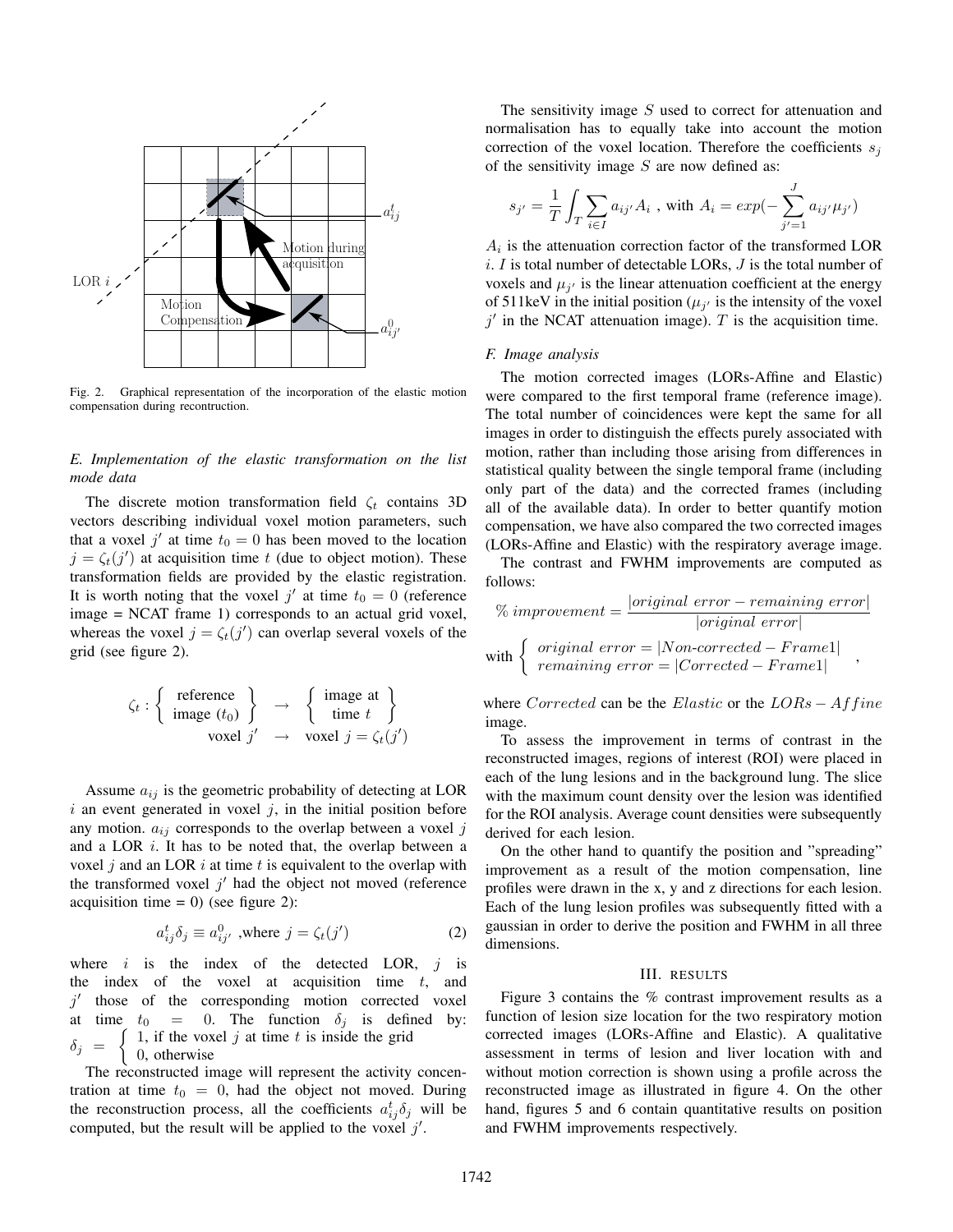Fig. 2. Graphical representation of the incorporation of the elastic motion compensation during recontruction.

### E. Implementation of the elastic transformation on the list mode data

The discrete motion transformation field $\zeta_t$ contains 3D vectors describing individual voxel motion parameters, such that a voxel $j'$ at time $t_0 = 0$ has been moved to the location $j = \zeta_t(j')$ at acquisition time $t$ (due to object motion). These transformation fields are provided by the elastic registration. It is worth noting that the voxel $j'$ at time $t_0 = 0$ (reference image = NCAT frame 1) corresponds to an actual grid voxel, whereas the voxel $j = \zeta_t(j')$ can overlap several voxels of the grid (see figure 2).

$$\zeta_t : \left\{ \begin{array}{c} \text{reference} \\ \text{image } (t_0) \end{array} \right\} \rightarrow \left\{ \begin{array}{c} \text{image at} \\ \text{time } t \end{array} \right\}$$
$$\text{voxel } j' \rightarrow \text{voxel } j = \zeta_t(j')$$

Assume $a_{ij}$ is the geometric probability of detecting at LOR $i$ an event generated in voxel $j$, in the initial position before any motion. $a_{ij}$ corresponds to the overlap between a voxel $j$ and a LOR $i$. It has to be noted that, the overlap between a voxel $j$ and an LOR $i$ at time $t$ is equivalent to the overlap with the transformed voxel $j'$ had the object not moved (reference acquisition time = 0) (see figure 2):

$$a^t_{ij}\delta_j \equiv a^0_{ij'} \text{ ,where } j = \zeta_t(j') \tag{2}$$

where $i$ is the index of the detected LOR, $j$ is the index of the voxel at acquisition time $t$, and $j'$ those of the corresponding motion corrected voxel at time $t_0 = 0$. The function $\delta_j$ is defined by: $\delta_j = \left\{ \begin{array}{l} 1, \text{if the voxel } j \text{ at time } t \text{ is inside the grid} \\ 0, \text{otherwise} \end{array} \right.$

The reconstructed image will represent the activity concentration at time $t_0 = 0$, had the object not moved. During the reconstruction process, all the coefficients $a^t_{ij}\delta_j$ will be computed, but the result will be applied to the voxel $j'$.

The sensitivity image $S$ used to correct for attenuation and normalisation has to equally take into account the motion correction of the voxel location. Therefore the coefficients $s_j$ of the sensitivity image $S$ are now defined as:

$$s_{j'} = \frac{1}{T}\int_T \sum_{i \in I} a_{ij'}A_i \text{ , with } A_i = exp(-\sum_{j'=1}^{J} a_{ij'}\mu_{j'})$$

$A_i$ is the attenuation correction factor of the transformed LOR $i$. $I$ is total number of detectable LORs, $J$ is the total number of voxels and $\mu_{j'}$ is the linear attenuation coefficient at the energy of 511keV in the initial position ($\mu_{j'}$ is the intensity of the voxel $j'$ in the NCAT attenuation image). $T$ is the acquisition time.

### F. Image analysis

The motion corrected images (LORs-Affine and Elastic) were compared to the first temporal frame (reference image). The total number of coincidences were kept the same for all images in order to distinguish the effects purely associated with motion, rather than including those arising from differences in statistical quality between the single temporal frame (including only part of the data) and the corrected frames (including all of the available data). In order to better quantify motion compensation, we have also compared the two corrected images (LORs-Affine and Elastic) with the respiratory average image.

The contrast and FWHM improvements are computed as follows:

$$\%\ improvement = \frac{|original\ error - remaining\ error|}{|original\ error|}$$

$$\text{with } \left\{ \begin{array}{l} original\ error = |Non\text{-}corrected - Frame1| \\ remaining\ error = |Corrected - Frame1| \end{array} \right. ,$$

where $Corrected$ can be the $Elastic$ or the $LORs - Affine$ image.

To assess the improvement in terms of contrast in the reconstructed images, regions of interest (ROI) were placed in each of the lung lesions and in the background lung. The slice with the maximum count density over the lesion was identified for the ROI analysis. Average count densities were subsequently derived for each lesion.

On the other hand to quantify the position and "spreading" improvement as a result of the motion compensation, line profiles were drawn in the x, y and z directions for each lesion. Each of the lung lesion profiles was subsequently fitted with a gaussian in order to derive the position and FWHM in all three dimensions.

## III. RESULTS

Figure 3 contains the % contrast improvement results as a function of lesion size location for the two respiratory motion corrected images (LORs-Affine and Elastic). A qualitative assessment in terms of lesion and liver location with and without motion correction is shown using a profile across the reconstructed image as illustrated in figure 4. On the other hand, figures 5 and 6 contain quantitative results on position and FWHM improvements respectively.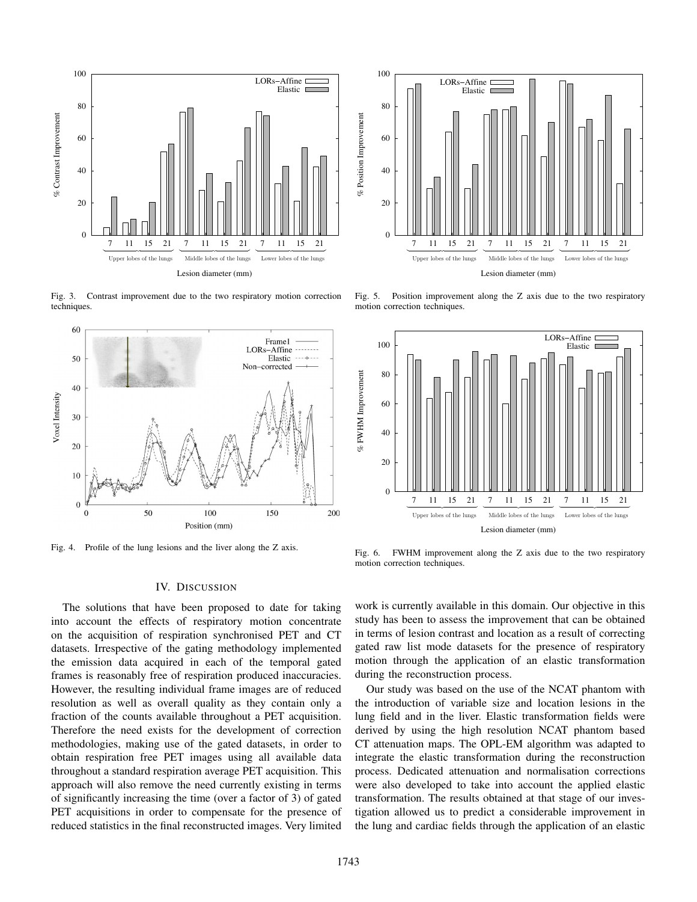Fig. 3. Contrast improvement due to the two respiratory motion correction techniques.

Fig. 4. Profile of the lung lesions and the liver along the Z axis.

Fig. 5. Position improvement along the Z axis due to the two respiratory motion correction techniques.

Fig. 6. FWHM improvement along the Z axis due to the two respiratory motion correction techniques.

## IV. Discussion

The solutions that have been proposed to date for taking into account the effects of respiratory motion concentrate on the acquisition of respiration synchronised PET and CT datasets. Irrespective of the gating methodology implemented the emission data acquired in each of the temporal gated frames is reasonably free of respiration produced inaccuracies. However, the resulting individual frame images are of reduced resolution as well as overall quality as they contain only a fraction of the counts available throughout a PET acquisition. Therefore the need exists for the development of correction methodologies, making use of the gated datasets, in order to obtain respiration free PET images using all available data throughout a standard respiration average PET acquisition. This approach will also remove the need currently existing in terms of significantly increasing the time (over a factor of 3) of gated PET acquisitions in order to compensate for the presence of reduced statistics in the final reconstructed images. Very limited work is currently available in this domain. Our objective in this study has been to assess the improvement that can be obtained in terms of lesion contrast and location as a result of correcting gated raw list mode datasets for the presence of respiratory motion through the application of an elastic transformation during the reconstruction process.

Our study was based on the use of the NCAT phantom with the introduction of variable size and location lesions in the lung field and in the liver. Elastic transformation fields were derived by using the high resolution NCAT phantom based CT attenuation maps. The OPL-EM algorithm was adapted to integrate the elastic transformation during the reconstruction process. Dedicated attenuation and normalisation corrections were also developed to take into account the applied elastic transformation. The results obtained at that stage of our investigation allowed us to predict a considerable improvement in the lung and cardiac fields through the application of an elastic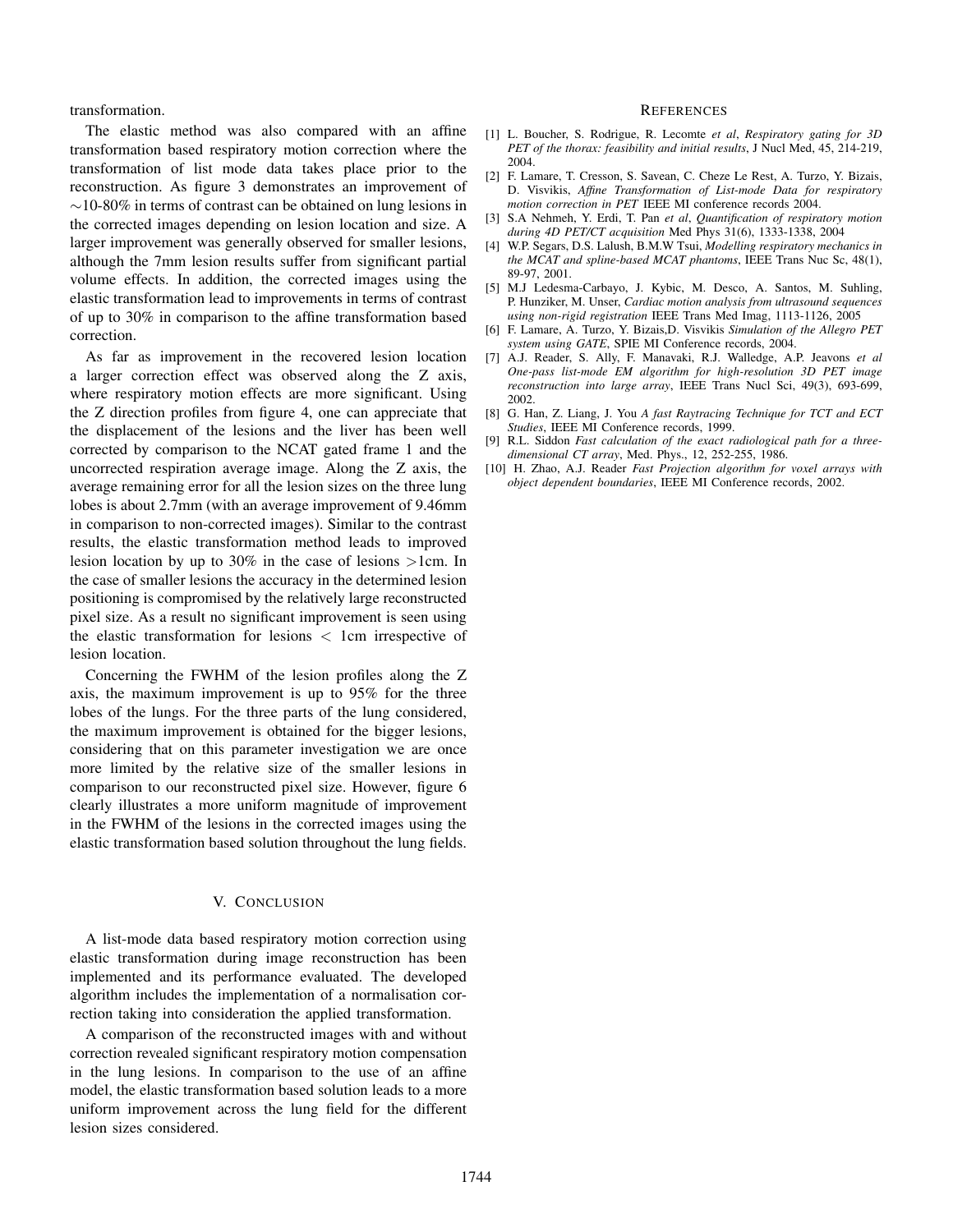transformation.

The elastic method was also compared with an affine transformation based respiratory motion correction where the transformation of list mode data takes place prior to the reconstruction. As figure 3 demonstrates an improvement of $\sim$10-80% in terms of contrast can be obtained on lung lesions in the corrected images depending on lesion location and size. A larger improvement was generally observed for smaller lesions, although the 7mm lesion results suffer from significant partial volume effects. In addition, the corrected images using the elastic transformation lead to improvements in terms of contrast of up to 30% in comparison to the affine transformation based correction.

As far as improvement in the recovered lesion location a larger correction effect was observed along the Z axis, where respiratory motion effects are more significant. Using the Z direction profiles from figure 4, one can appreciate that the displacement of the lesions and the liver has been well corrected by comparison to the NCAT gated frame 1 and the uncorrected respiration average image. Along the Z axis, the average remaining error for all the lesion sizes on the three lung lobes is about 2.7mm (with an average improvement of 9.46mm in comparison to non-corrected images). Similar to the contrast results, the elastic transformation method leads to improved lesion location by up to 30% in the case of lesions $>$1cm. In the case of smaller lesions the accuracy in the determined lesion positioning is compromised by the relatively large reconstructed pixel size. As a result no significant improvement is seen using the elastic transformation for lesions $<$ 1cm irrespective of lesion location.

Concerning the FWHM of the lesion profiles along the Z axis, the maximum improvement is up to 95% for the three lobes of the lungs. For the three parts of the lung considered, the maximum improvement is obtained for the bigger lesions, considering that on this parameter investigation we are once more limited by the relative size of the smaller lesions in comparison to our reconstructed pixel size. However, figure 6 clearly illustrates a more uniform magnitude of improvement in the FWHM of the lesions in the corrected images using the elastic transformation based solution throughout the lung fields.

## V. Conclusion

A list-mode data based respiratory motion correction using elastic transformation during image reconstruction has been implemented and its performance evaluated. The developed algorithm includes the implementation of a normalisation correction taking into consideration the applied transformation.

A comparison of the reconstructed images with and without correction revealed significant respiratory motion compensation in the lung lesions. In comparison to the use of an affine model, the elastic transformation based solution leads to a more uniform improvement across the lung field for the different lesion sizes considered.

## References

[1] L. Boucher, S. Rodrigue, R. Lecomte *et al*, *Respiratory gating for 3D PET of the thorax: feasibility and initial results*, J Nucl Med, 45, 214-219, 2004.

[2] F. Lamare, T. Cresson, S. Savean, C. Cheze Le Rest, A. Turzo, Y. Bizais, D. Visvikis, *Affine Transformation of List-mode Data for respiratory motion correction in PET* IEEE MI conference records 2004.

[3] S.A Nehmeh, Y. Erdi, T. Pan *et al*, *Quantification of respiratory motion during 4D PET/CT acquisition* Med Phys 31(6), 1333-1338, 2004

[4] W.P. Segars, D.S. Lalush, B.M.W Tsui, *Modelling respiratory mechanics in the MCAT and spline-based MCAT phantoms*, IEEE Trans Nuc Sc, 48(1), 89-97, 2001.

[5] M.J Ledesma-Carbayo, J. Kybic, M. Desco, A. Santos, M. Suhling, P. Hunziker, M. Unser, *Cardiac motion analysis from ultrasound sequences using non-rigid registration* IEEE Trans Med Imag, 1113-1126, 2005

[6] F. Lamare, A. Turzo, Y. Bizais,D. Visvikis *Simulation of the Allegro PET system using GATE*, SPIE MI Conference records, 2004.

[7] A.J. Reader, S. Ally, F. Manavaki, R.J. Walledge, A.P. Jeavons *et al One-pass list-mode EM algorithm for high-resolution 3D PET image reconstruction into large array*, IEEE Trans Nucl Sci, 49(3), 693-699, 2002.

[8] G. Han, Z. Liang, J. You *A fast Raytracing Technique for TCT and ECT Studies*, IEEE MI Conference records, 1999.

[9] R.L. Siddon *Fast calculation of the exact radiological path for a three-dimensional CT array*, Med. Phys., 12, 252-255, 1986.

[10] H. Zhao, A.J. Reader *Fast Projection algorithm for voxel arrays with object dependent boundaries*, IEEE MI Conference records, 2002.